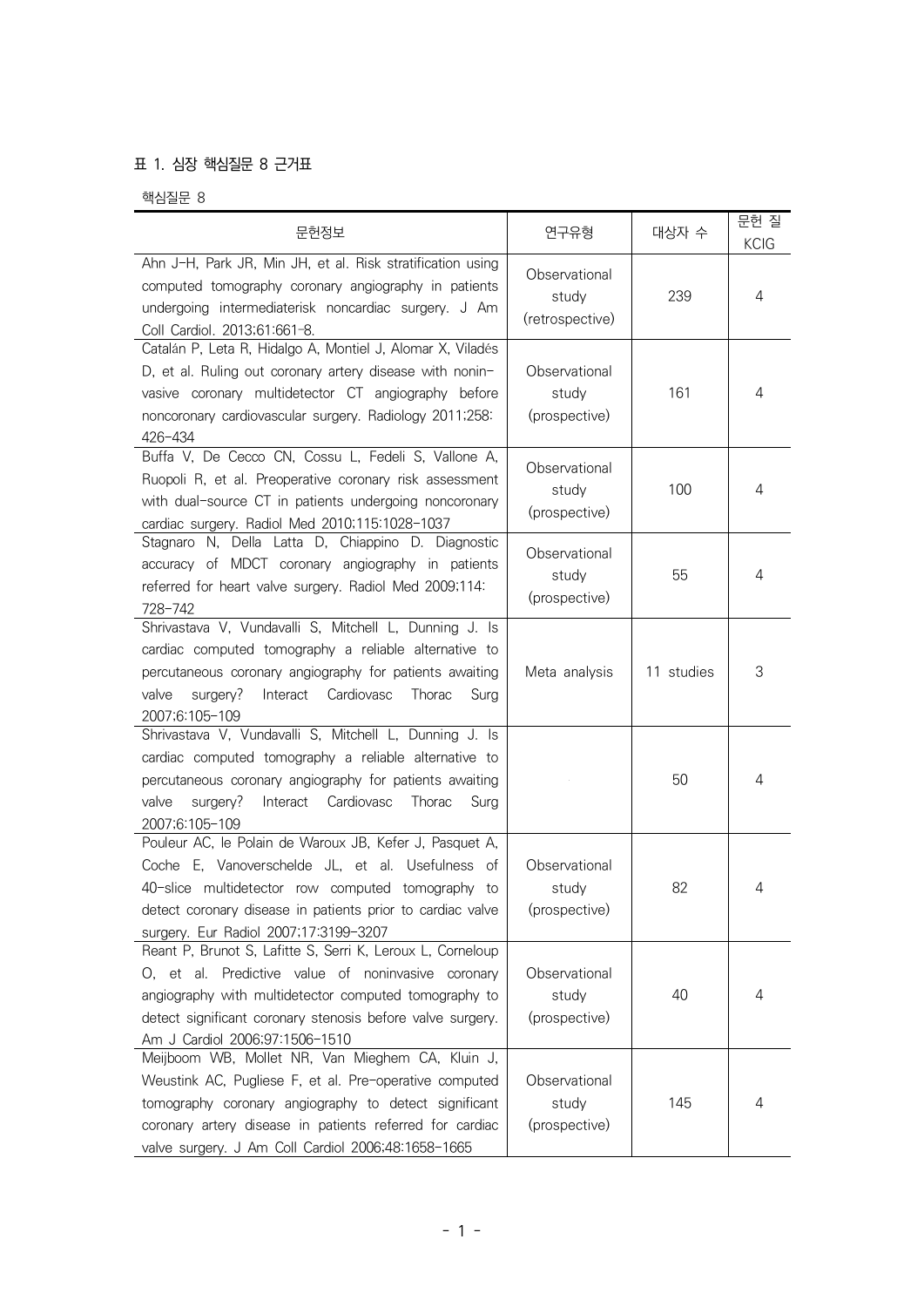표 1. 심장 핵심질문 8 근거표

핵심질문 8

| 문헌정보 | 연구유형 | 대상자 수 | 문헌 질 KCIG |
|---|---|---|---|
| Ahn J-H, Park JR, Min JH, et al. Risk stratification using computed tomography coronary angiography in patients undergoing intermediaterisk noncardiac surgery. J Am Coll Cardiol. 2013;61:661-8. | Observational study (retrospective) | 239 | 4 |
| Catalán P, Leta R, Hidalgo A, Montiel J, Alomar X, Viladés D, et al. Ruling out coronary artery disease with noninvasive coronary multidetector CT angiography before noncoronary cardiovascular surgery. Radiology 2011;258: 426-434 | Observational study (prospective) | 161 | 4 |
| Buffa V, De Cecco CN, Cossu L, Fedeli S, Vallone A, Ruopoli R, et al. Preoperative coronary risk assessment with dual-source CT in patients undergoing noncoronary cardiac surgery. Radiol Med 2010;115:1028-1037 | Observational study (prospective) | 100 | 4 |
| Stagnaro N, Della Latta D, Chiappino D. Diagnostic accuracy of MDCT coronary angiography in patients referred for heart valve surgery. Radiol Med 2009;114: 728-742 | Observational study (prospective) | 55 | 4 |
| Shrivastava V, Vundavalli S, Mitchell L, Dunning J. Is cardiac computed tomography a reliable alternative to percutaneous coronary angiography for patients awaiting valve surgery? Interact Cardiovasc Thorac Surg 2007;6:105-109 | Meta analysis | 11 studies | 3 |
| Shrivastava V, Vundavalli S, Mitchell L, Dunning J. Is cardiac computed tomography a reliable alternative to percutaneous coronary angiography for patients awaiting valve surgery? Interact Cardiovasc Thorac Surg 2007;6:105-109 | | 50 | 4 |
| Pouleur AC, le Polain de Waroux JB, Kefer J, Pasquet A, Coche E, Vanoverschelde JL, et al. Usefulness of 40-slice multidetector row computed tomography to detect coronary disease in patients prior to cardiac valve surgery. Eur Radiol 2007;17:3199-3207 | Observational study (prospective) | 82 | 4 |
| Reant P, Brunot S, Lafitte S, Serri K, Leroux L, Corneloup O, et al. Predictive value of noninvasive coronary angiography with multidetector computed tomography to detect significant coronary stenosis before valve surgery. Am J Cardiol 2006;97:1506-1510 | Observational study (prospective) | 40 | 4 |
| Meijboom WB, Mollet NR, Van Mieghem CA, Kluin J, Weustink AC, Pugliese F, et al. Pre-operative computed tomography coronary angiography to detect significant coronary artery disease in patients referred for cardiac valve surgery. J Am Coll Cardiol 2006;48:1658-1665 | Observational study (prospective) | 145 | 4 |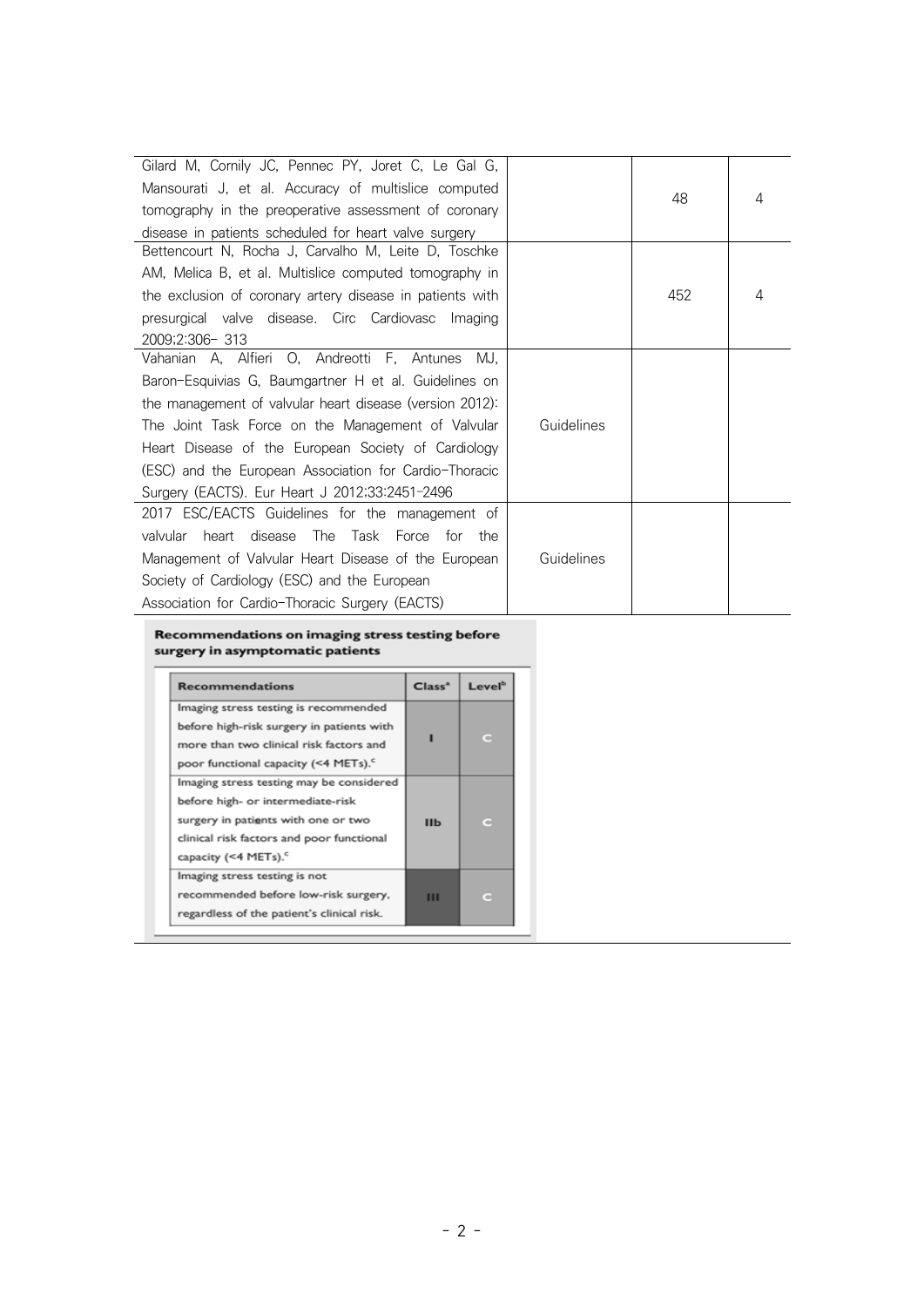| | | | |
|---|---|---|---|
| Gilard M, Cornily JC, Pennec PY, Joret C, Le Gal G, Mansourati J, et al. Accuracy of multislice computed tomography in the preoperative assessment of coronary disease in patients scheduled for heart valve surgery | | 48 | 4 |
| Bettencourt N, Rocha J, Carvalho M, Leite D, Toschke AM, Melica B, et al. Multislice computed tomography in the exclusion of coronary artery disease in patients with presurgical valve disease. Circ Cardiovasc Imaging 2009;2:306– 313 | | 452 | 4 |
| Vahanian A, Alfieri O, Andreotti F, Antunes MJ, Baron-Esquivias G, Baumgartner H et al. Guidelines on the management of valvular heart disease (version 2012): The Joint Task Force on the Management of Valvular Heart Disease of the European Society of Cardiology (ESC) and the European Association for Cardio-Thoracic Surgery (EACTS). Eur Heart J 2012;33:2451-2496 | Guidelines | | |
| 2017 ESC/EACTS Guidelines for the management of valvular heart disease The Task Force for the Management of Valvular Heart Disease of the European Society of Cardiology (ESC) and the European Association for Cardio-Thoracic Surgery (EACTS) | Guidelines | | |

**Recommendations on imaging stress testing before surgery in asymptomatic patients**

| Recommendations | Class[a] | Level[b] |
|---|---|---|
| Imaging stress testing is recommended before high-risk surgery in patients with more than two clinical risk factors and poor functional capacity (<4 METs).[c] | I | C |
| Imaging stress testing may be considered before high- or intermediate-risk surgery in patients with one or two clinical risk factors and poor functional capacity (<4 METs).[c] | IIb | C |
| Imaging stress testing is not recommended before low-risk surgery, regardless of the patient's clinical risk. | III | C |